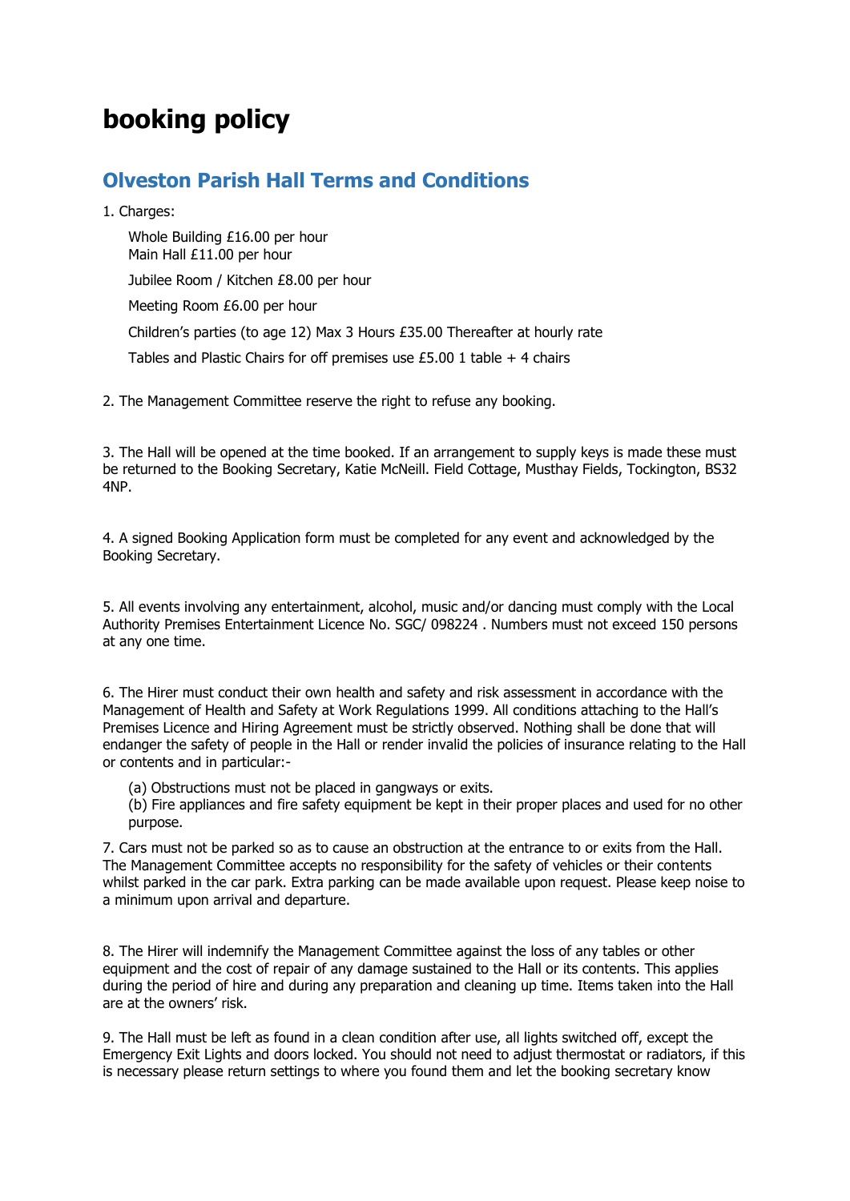# booking policy

## Olveston Parish Hall Terms and Conditions

1. Charges:

   Whole Building £16.00 per hour
   Main Hall £11.00 per hour

   Jubilee Room / Kitchen £8.00 per hour

   Meeting Room £6.00 per hour

   Children's parties (to age 12) Max 3 Hours £35.00 Thereafter at hourly rate

   Tables and Plastic Chairs for off premises use £5.00 1 table + 4 chairs

2. The Management Committee reserve the right to refuse any booking.

3. The Hall will be opened at the time booked. If an arrangement to supply keys is made these must be returned to the Booking Secretary, Katie McNeill. Field Cottage, Musthay Fields, Tockington, BS32 4NP.

4. A signed Booking Application form must be completed for any event and acknowledged by the Booking Secretary.

5. All events involving any entertainment, alcohol, music and/or dancing must comply with the Local Authority Premises Entertainment Licence No. SGC/ 098224 . Numbers must not exceed 150 persons at any one time.

6. The Hirer must conduct their own health and safety and risk assessment in accordance with the Management of Health and Safety at Work Regulations 1999. All conditions attaching to the Hall's Premises Licence and Hiring Agreement must be strictly observed. Nothing shall be done that will endanger the safety of people in the Hall or render invalid the policies of insurance relating to the Hall or contents and in particular:-

   (a) Obstructions must not be placed in gangways or exits.
   (b) Fire appliances and fire safety equipment be kept in their proper places and used for no other purpose.

7. Cars must not be parked so as to cause an obstruction at the entrance to or exits from the Hall. The Management Committee accepts no responsibility for the safety of vehicles or their contents whilst parked in the car park. Extra parking can be made available upon request. Please keep noise to a minimum upon arrival and departure.

8. The Hirer will indemnify the Management Committee against the loss of any tables or other equipment and the cost of repair of any damage sustained to the Hall or its contents. This applies during the period of hire and during any preparation and cleaning up time. Items taken into the Hall are at the owners' risk.

9. The Hall must be left as found in a clean condition after use, all lights switched off, except the Emergency Exit Lights and doors locked. You should not need to adjust thermostat or radiators, if this is necessary please return settings to where you found them and let the booking secretary know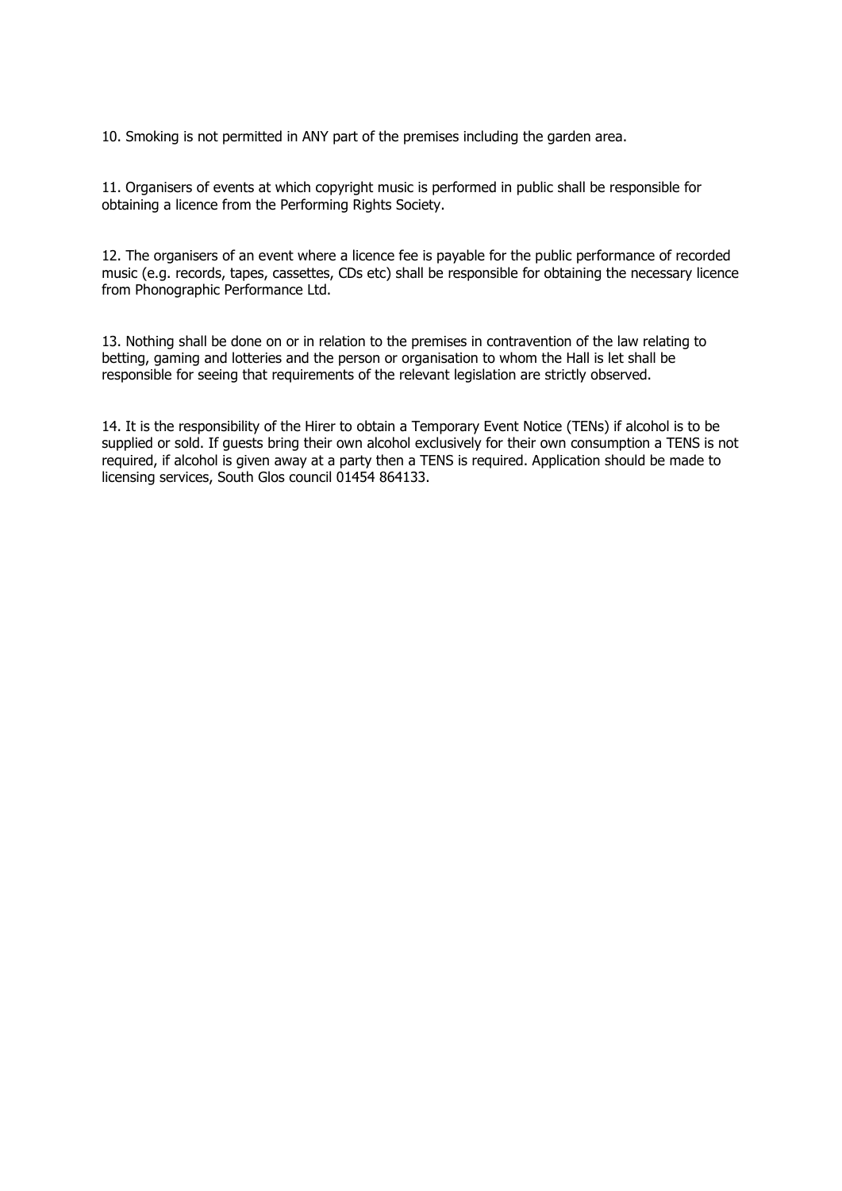10. Smoking is not permitted in ANY part of the premises including the garden area.

11. Organisers of events at which copyright music is performed in public shall be responsible for obtaining a licence from the Performing Rights Society.

12. The organisers of an event where a licence fee is payable for the public performance of recorded music (e.g. records, tapes, cassettes, CDs etc) shall be responsible for obtaining the necessary licence from Phonographic Performance Ltd.

13. Nothing shall be done on or in relation to the premises in contravention of the law relating to betting, gaming and lotteries and the person or organisation to whom the Hall is let shall be responsible for seeing that requirements of the relevant legislation are strictly observed.

14. It is the responsibility of the Hirer to obtain a Temporary Event Notice (TENs) if alcohol is to be supplied or sold. If guests bring their own alcohol exclusively for their own consumption a TENS is not required, if alcohol is given away at a party then a TENS is required. Application should be made to licensing services, South Glos council 01454 864133.